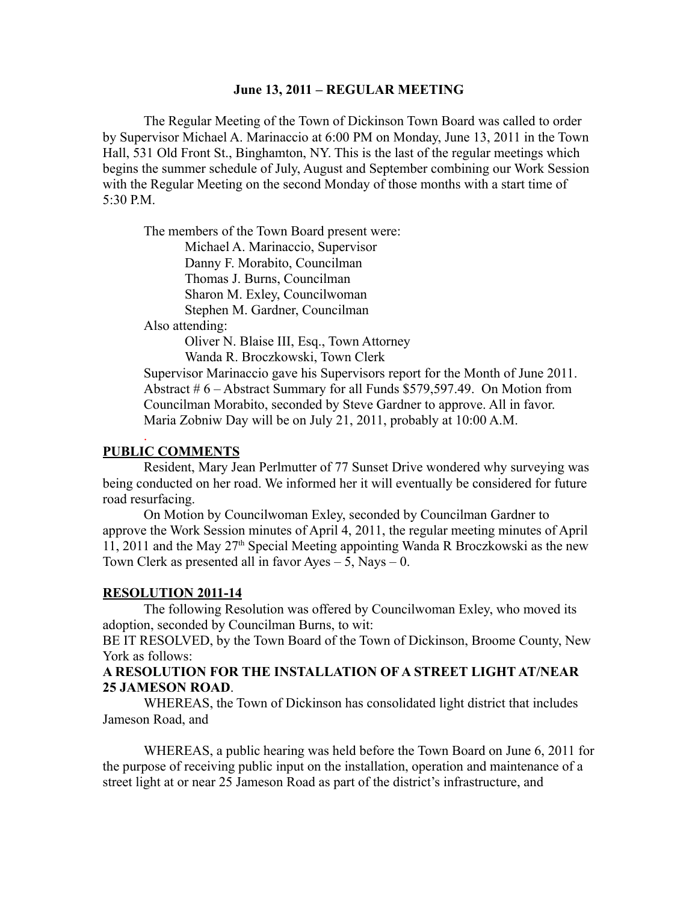**June 13, 2011 – REGULAR MEETING**

The Regular Meeting of the Town of Dickinson Town Board was called to order by Supervisor Michael A. Marinaccio at 6:00 PM on Monday, June 13, 2011 in the Town Hall, 531 Old Front St., Binghamton, NY. This is the last of the regular meetings which begins the summer schedule of July, August and September combining our Work Session with the Regular Meeting on the second Monday of those months with a start time of 5:30 P.M.

The members of the Town Board present were:
- Michael A. Marinaccio, Supervisor
- Danny F. Morabito, Councilman
- Thomas J. Burns, Councilman
- Sharon M. Exley, Councilwoman
- Stephen M. Gardner, Councilman

Also attending:
- Oliver N. Blaise III, Esq., Town Attorney
- Wanda R. Broczkowski, Town Clerk

Supervisor Marinaccio gave his Supervisors report for the Month of June 2011. Abstract # 6 – Abstract Summary for all Funds $579,597.49. On Motion from Councilman Morabito, seconded by Steve Gardner to approve. All in favor. Maria Zobniw Day will be on July 21, 2011, probably at 10:00 A.M.

**PUBLIC COMMENTS**

Resident, Mary Jean Perlmutter of 77 Sunset Drive wondered why surveying was being conducted on her road. We informed her it will eventually be considered for future road resurfacing.

On Motion by Councilwoman Exley, seconded by Councilman Gardner to approve the Work Session minutes of April 4, 2011, the regular meeting minutes of April 11, 2011 and the May 27th Special Meeting appointing Wanda R Broczkowski as the new Town Clerk as presented all in favor Ayes – 5, Nays – 0.

**RESOLUTION 2011-14**

The following Resolution was offered by Councilwoman Exley, who moved its adoption, seconded by Councilman Burns, to wit:

BE IT RESOLVED, by the Town Board of the Town of Dickinson, Broome County, New York as follows:

**A RESOLUTION FOR THE INSTALLATION OF A STREET LIGHT AT/NEAR 25 JAMESON ROAD**.

WHEREAS, the Town of Dickinson has consolidated light district that includes Jameson Road, and

WHEREAS, a public hearing was held before the Town Board on June 6, 2011 for the purpose of receiving public input on the installation, operation and maintenance of a street light at or near 25 Jameson Road as part of the district's infrastructure, and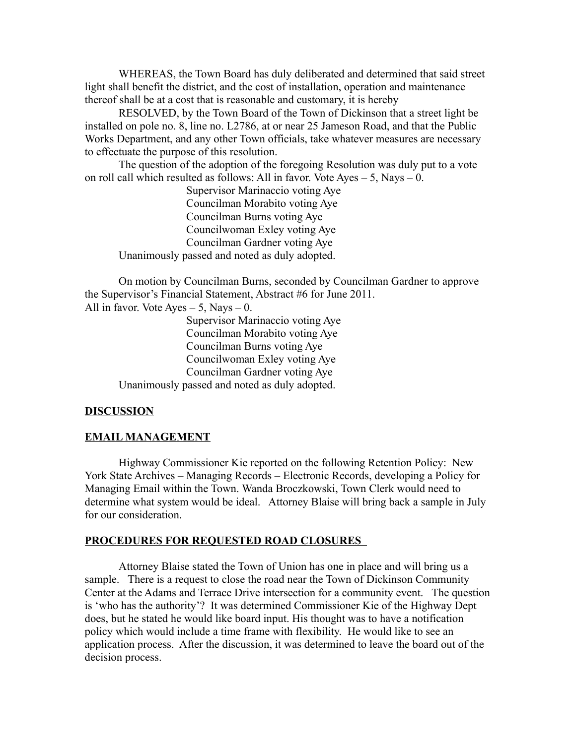WHEREAS, the Town Board has duly deliberated and determined that said street light shall benefit the district, and the cost of installation, operation and maintenance thereof shall be at a cost that is reasonable and customary, it is hereby

RESOLVED, by the Town Board of the Town of Dickinson that a street light be installed on pole no. 8, line no. L2786, at or near 25 Jameson Road, and that the Public Works Department, and any other Town officials, take whatever measures are necessary to effectuate the purpose of this resolution.

The question of the adoption of the foregoing Resolution was duly put to a vote on roll call which resulted as follows: All in favor. Vote Ayes – 5, Nays – 0.

Supervisor Marinaccio voting Aye
Councilman Morabito voting Aye
Councilman Burns voting Aye
Councilwoman Exley voting Aye
Councilman Gardner voting Aye

Unanimously passed and noted as duly adopted.

On motion by Councilman Burns, seconded by Councilman Gardner to approve the Supervisor's Financial Statement, Abstract #6 for June 2011.
All in favor. Vote Ayes – 5, Nays – 0.

Supervisor Marinaccio voting Aye
Councilman Morabito voting Aye
Councilman Burns voting Aye
Councilwoman Exley voting Aye
Councilman Gardner voting Aye

Unanimously passed and noted as duly adopted.

**DISCUSSION**

**EMAIL MANAGEMENT**

Highway Commissioner Kie reported on the following Retention Policy: New York State Archives – Managing Records – Electronic Records, developing a Policy for Managing Email within the Town. Wanda Broczkowski, Town Clerk would need to determine what system would be ideal. Attorney Blaise will bring back a sample in July for our consideration.

**PROCEDURES FOR REQUESTED ROAD CLOSURES**

Attorney Blaise stated the Town of Union has one in place and will bring us a sample. There is a request to close the road near the Town of Dickinson Community Center at the Adams and Terrace Drive intersection for a community event. The question is 'who has the authority'? It was determined Commissioner Kie of the Highway Dept does, but he stated he would like board input. His thought was to have a notification policy which would include a time frame with flexibility. He would like to see an application process. After the discussion, it was determined to leave the board out of the decision process.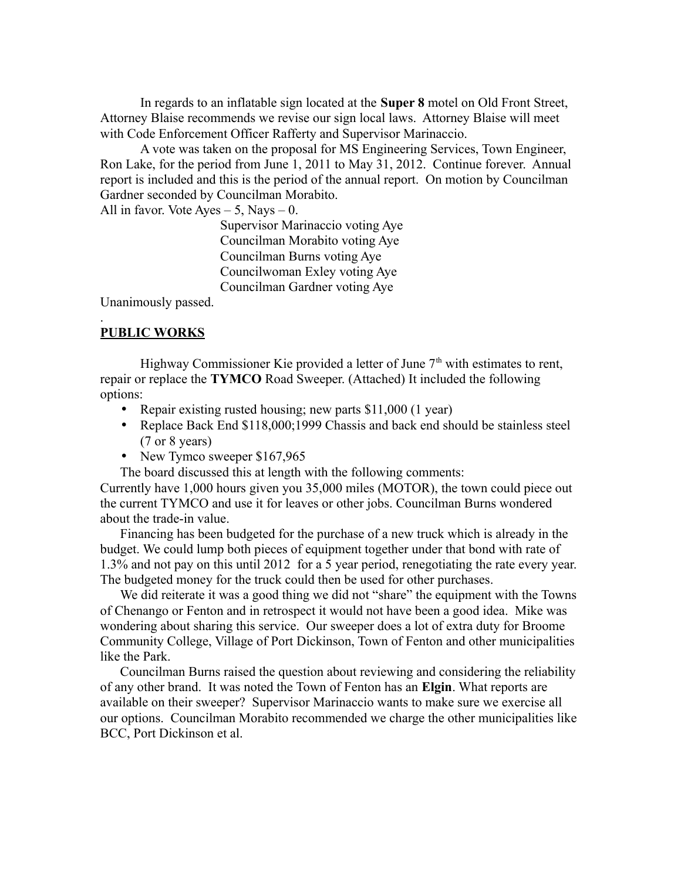In regards to an inflatable sign located at the **Super 8** motel on Old Front Street, Attorney Blaise recommends we revise our sign local laws. Attorney Blaise will meet with Code Enforcement Officer Rafferty and Supervisor Marinaccio.

A vote was taken on the proposal for MS Engineering Services, Town Engineer, Ron Lake, for the period from June 1, 2011 to May 31, 2012. Continue forever. Annual report is included and this is the period of the annual report. On motion by Councilman Gardner seconded by Councilman Morabito.

All in favor. Vote Ayes – 5, Nays – 0.

Supervisor Marinaccio voting Aye
Councilman Morabito voting Aye
Councilman Burns voting Aye
Councilwoman Exley voting Aye
Councilman Gardner voting Aye

Unanimously passed.

.

**PUBLIC WORKS**

Highway Commissioner Kie provided a letter of June 7th with estimates to rent, repair or replace the **TYMCO** Road Sweeper. (Attached) It included the following options:

- Repair existing rusted housing; new parts $11,000 (1 year)
- Replace Back End $118,000;1999 Chassis and back end should be stainless steel (7 or 8 years)
- New Tymco sweeper $167,965

The board discussed this at length with the following comments:
Currently have 1,000 hours given you 35,000 miles (MOTOR), the town could piece out the current TYMCO and use it for leaves or other jobs. Councilman Burns wondered about the trade-in value.

Financing has been budgeted for the purchase of a new truck which is already in the budget. We could lump both pieces of equipment together under that bond with rate of 1.3% and not pay on this until 2012 for a 5 year period, renegotiating the rate every year. The budgeted money for the truck could then be used for other purchases.

We did reiterate it was a good thing we did not "share" the equipment with the Towns of Chenango or Fenton and in retrospect it would not have been a good idea. Mike was wondering about sharing this service. Our sweeper does a lot of extra duty for Broome Community College, Village of Port Dickinson, Town of Fenton and other municipalities like the Park.

Councilman Burns raised the question about reviewing and considering the reliability of any other brand. It was noted the Town of Fenton has an **Elgin**. What reports are available on their sweeper? Supervisor Marinaccio wants to make sure we exercise all our options. Councilman Morabito recommended we charge the other municipalities like BCC, Port Dickinson et al.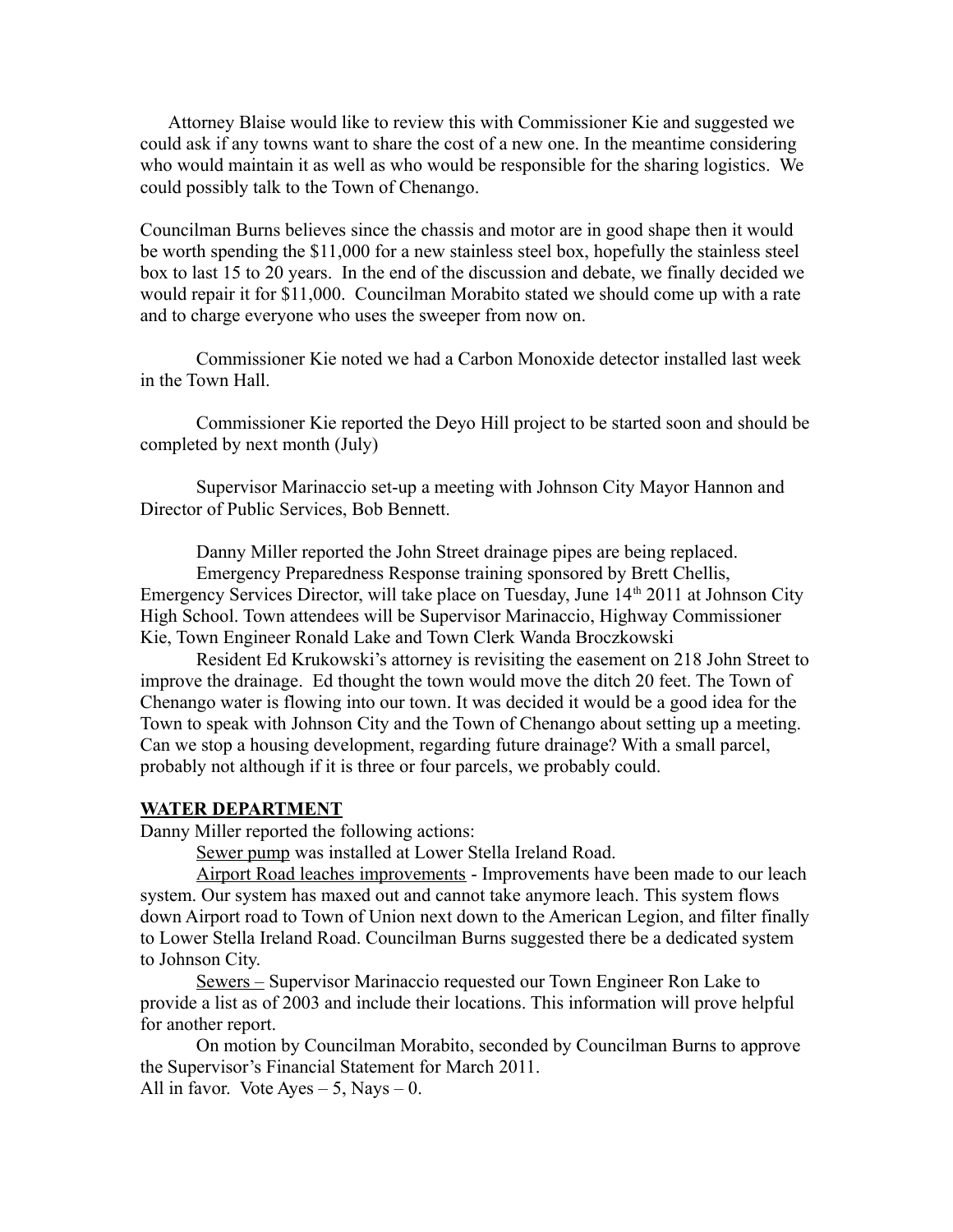Attorney Blaise would like to review this with Commissioner Kie and suggested we could ask if any towns want to share the cost of a new one. In the meantime considering who would maintain it as well as who would be responsible for the sharing logistics. We could possibly talk to the Town of Chenango.

Councilman Burns believes since the chassis and motor are in good shape then it would be worth spending the $11,000 for a new stainless steel box, hopefully the stainless steel box to last 15 to 20 years. In the end of the discussion and debate, we finally decided we would repair it for $11,000. Councilman Morabito stated we should come up with a rate and to charge everyone who uses the sweeper from now on.

Commissioner Kie noted we had a Carbon Monoxide detector installed last week in the Town Hall.

Commissioner Kie reported the Deyo Hill project to be started soon and should be completed by next month (July)

Supervisor Marinaccio set-up a meeting with Johnson City Mayor Hannon and Director of Public Services, Bob Bennett.

Danny Miller reported the John Street drainage pipes are being replaced.

Emergency Preparedness Response training sponsored by Brett Chellis, Emergency Services Director, will take place on Tuesday, June 14th 2011 at Johnson City High School. Town attendees will be Supervisor Marinaccio, Highway Commissioner Kie, Town Engineer Ronald Lake and Town Clerk Wanda Broczkowski

Resident Ed Krukowski's attorney is revisiting the easement on 218 John Street to improve the drainage. Ed thought the town would move the ditch 20 feet. The Town of Chenango water is flowing into our town. It was decided it would be a good idea for the Town to speak with Johnson City and the Town of Chenango about setting up a meeting. Can we stop a housing development, regarding future drainage? With a small parcel, probably not although if it is three or four parcels, we probably could.

**WATER DEPARTMENT**

Danny Miller reported the following actions:

Sewer pump was installed at Lower Stella Ireland Road.

Airport Road leaches improvements - Improvements have been made to our leach system. Our system has maxed out and cannot take anymore leach. This system flows down Airport road to Town of Union next down to the American Legion, and filter finally to Lower Stella Ireland Road. Councilman Burns suggested there be a dedicated system to Johnson City.

Sewers – Supervisor Marinaccio requested our Town Engineer Ron Lake to provide a list as of 2003 and include their locations. This information will prove helpful for another report.

On motion by Councilman Morabito, seconded by Councilman Burns to approve the Supervisor's Financial Statement for March 2011.
All in favor. Vote Ayes – 5, Nays – 0.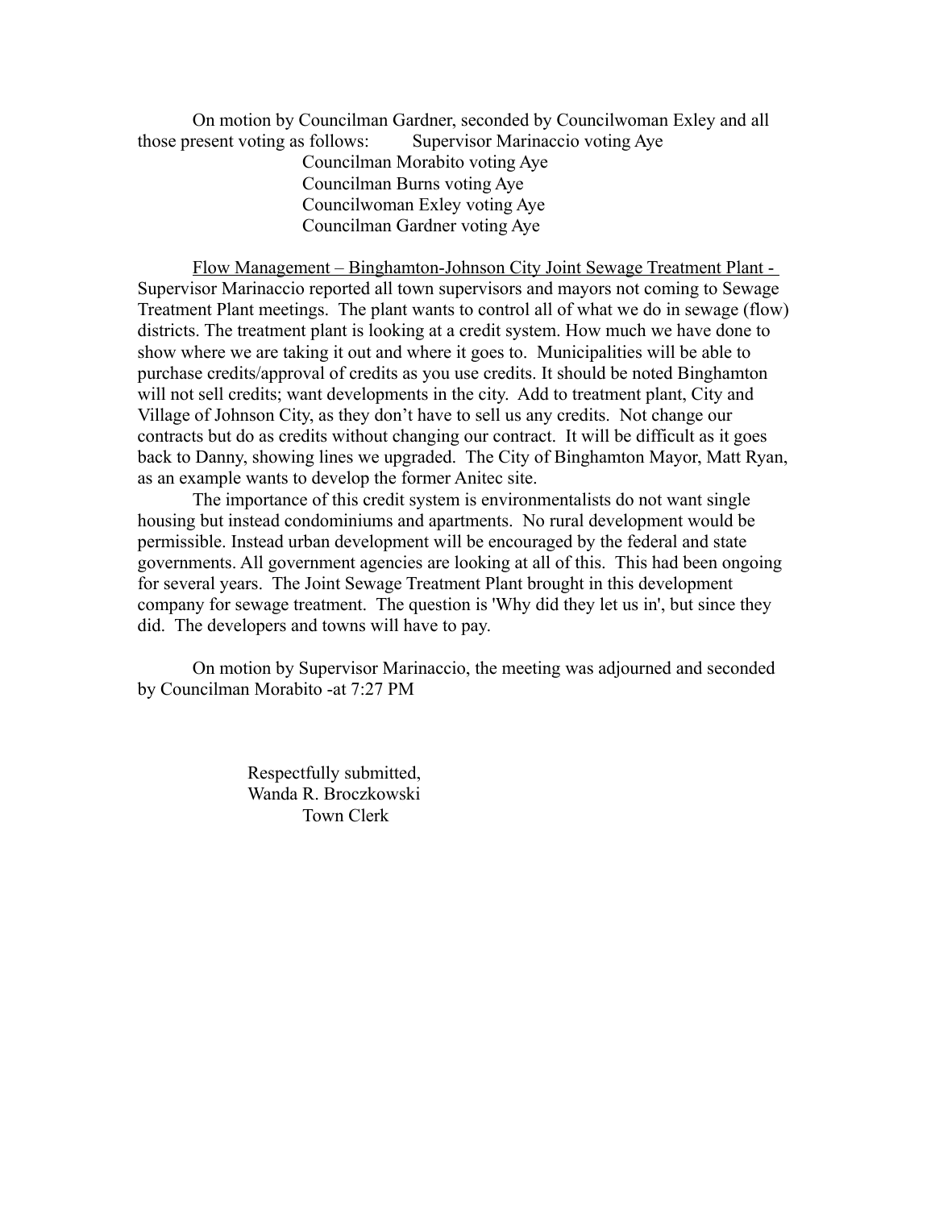On motion by Councilman Gardner, seconded by Councilwoman Exley and all those present voting as follows: Supervisor Marinaccio voting Aye
Councilman Morabito voting Aye
Councilman Burns voting Aye
Councilwoman Exley voting Aye
Councilman Gardner voting Aye

<u>Flow Management – Binghamton-Johnson City Joint Sewage Treatment Plant -</u> Supervisor Marinaccio reported all town supervisors and mayors not coming to Sewage Treatment Plant meetings. The plant wants to control all of what we do in sewage (flow) districts. The treatment plant is looking at a credit system. How much we have done to show where we are taking it out and where it goes to. Municipalities will be able to purchase credits/approval of credits as you use credits. It should be noted Binghamton will not sell credits; want developments in the city. Add to treatment plant, City and Village of Johnson City, as they don't have to sell us any credits. Not change our contracts but do as credits without changing our contract. It will be difficult as it goes back to Danny, showing lines we upgraded. The City of Binghamton Mayor, Matt Ryan, as an example wants to develop the former Anitec site.

The importance of this credit system is environmentalists do not want single housing but instead condominiums and apartments. No rural development would be permissible. Instead urban development will be encouraged by the federal and state governments. All government agencies are looking at all of this. This had been ongoing for several years. The Joint Sewage Treatment Plant brought in this development company for sewage treatment. The question is 'Why did they let us in', but since they did. The developers and towns will have to pay.

On motion by Supervisor Marinaccio, the meeting was adjourned and seconded by Councilman Morabito -at 7:27 PM

Respectfully submitted,
Wanda R. Broczkowski
Town Clerk